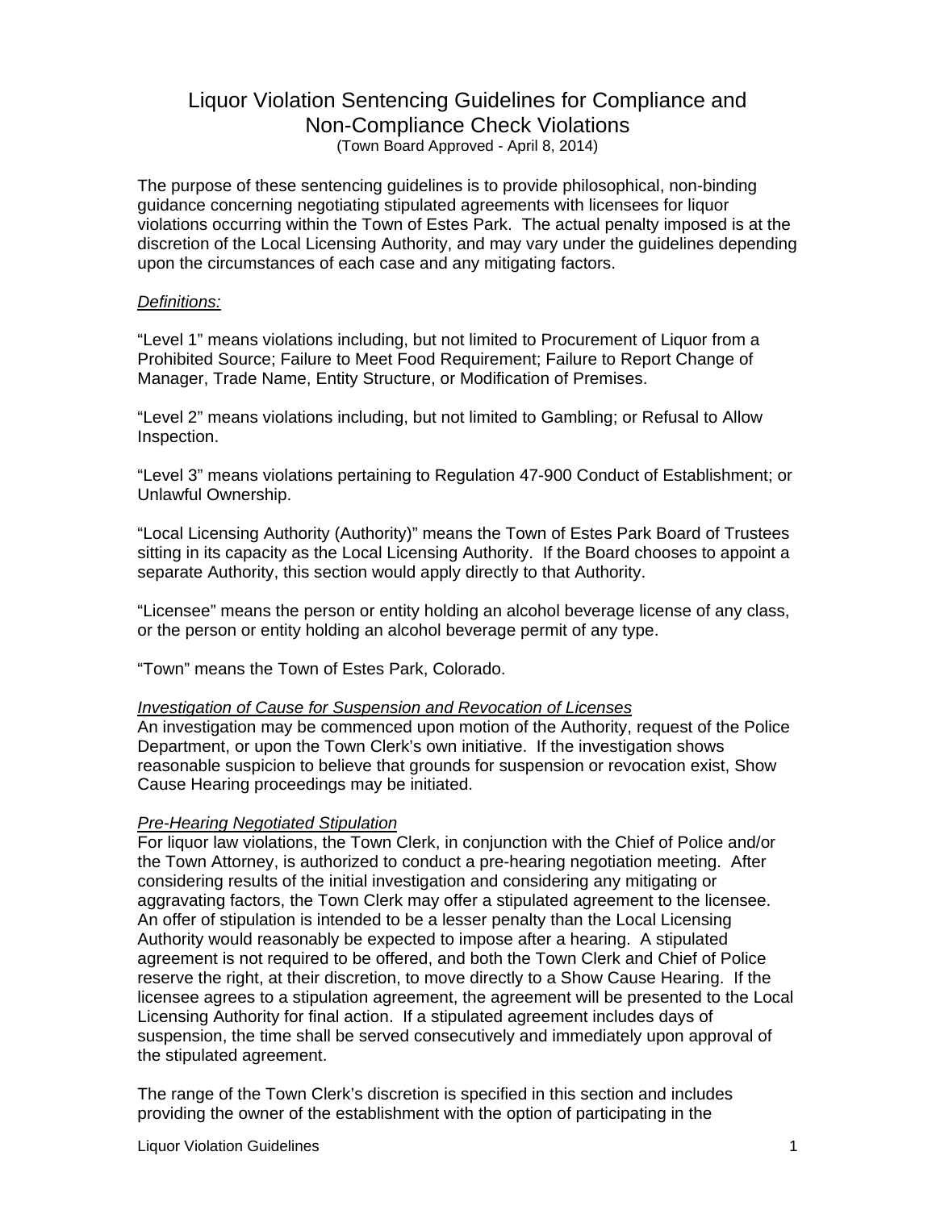# Liquor Violation Sentencing Guidelines for Compliance and Non-Compliance Check Violations

(Town Board Approved - April 8, 2014)

The purpose of these sentencing guidelines is to provide philosophical, non-binding guidance concerning negotiating stipulated agreements with licensees for liquor violations occurring within the Town of Estes Park. The actual penalty imposed is at the discretion of the Local Licensing Authority, and may vary under the guidelines depending upon the circumstances of each case and any mitigating factors.

*Definitions:*

"Level 1" means violations including, but not limited to Procurement of Liquor from a Prohibited Source; Failure to Meet Food Requirement; Failure to Report Change of Manager, Trade Name, Entity Structure, or Modification of Premises.

"Level 2" means violations including, but not limited to Gambling; or Refusal to Allow Inspection.

"Level 3" means violations pertaining to Regulation 47-900 Conduct of Establishment; or Unlawful Ownership.

"Local Licensing Authority (Authority)" means the Town of Estes Park Board of Trustees sitting in its capacity as the Local Licensing Authority. If the Board chooses to appoint a separate Authority, this section would apply directly to that Authority.

"Licensee" means the person or entity holding an alcohol beverage license of any class, or the person or entity holding an alcohol beverage permit of any type.

"Town" means the Town of Estes Park, Colorado.

*Investigation of Cause for Suspension and Revocation of Licenses*

An investigation may be commenced upon motion of the Authority, request of the Police Department, or upon the Town Clerk's own initiative. If the investigation shows reasonable suspicion to believe that grounds for suspension or revocation exist, Show Cause Hearing proceedings may be initiated.

*Pre-Hearing Negotiated Stipulation*

For liquor law violations, the Town Clerk, in conjunction with the Chief of Police and/or the Town Attorney, is authorized to conduct a pre-hearing negotiation meeting. After considering results of the initial investigation and considering any mitigating or aggravating factors, the Town Clerk may offer a stipulated agreement to the licensee. An offer of stipulation is intended to be a lesser penalty than the Local Licensing Authority would reasonably be expected to impose after a hearing. A stipulated agreement is not required to be offered, and both the Town Clerk and Chief of Police reserve the right, at their discretion, to move directly to a Show Cause Hearing. If the licensee agrees to a stipulation agreement, the agreement will be presented to the Local Licensing Authority for final action. If a stipulated agreement includes days of suspension, the time shall be served consecutively and immediately upon approval of the stipulated agreement.

The range of the Town Clerk's discretion is specified in this section and includes providing the owner of the establishment with the option of participating in the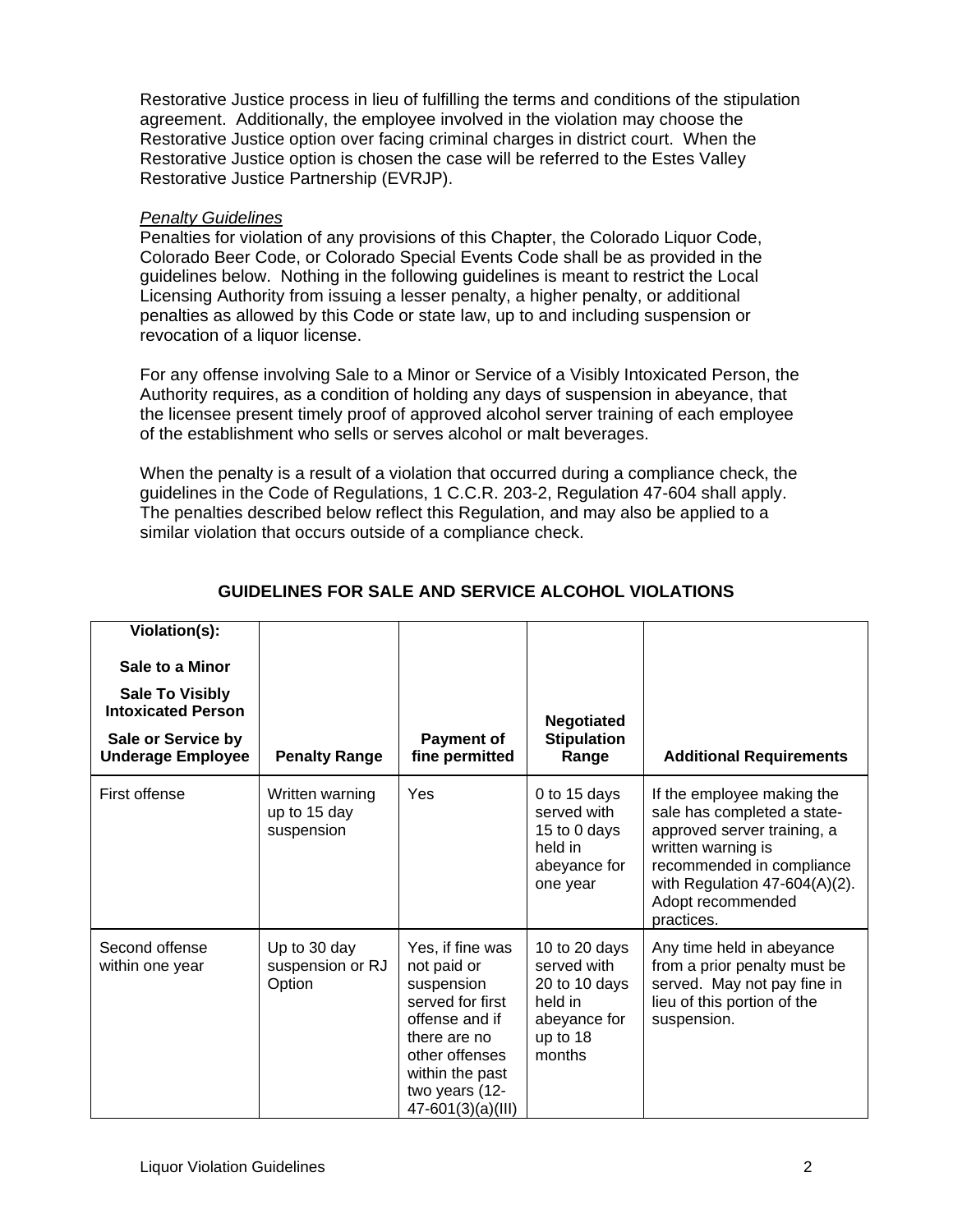Restorative Justice process in lieu of fulfilling the terms and conditions of the stipulation agreement. Additionally, the employee involved in the violation may choose the Restorative Justice option over facing criminal charges in district court. When the Restorative Justice option is chosen the case will be referred to the Estes Valley Restorative Justice Partnership (EVRJP).

*Penalty Guidelines*

Penalties for violation of any provisions of this Chapter, the Colorado Liquor Code, Colorado Beer Code, or Colorado Special Events Code shall be as provided in the guidelines below. Nothing in the following guidelines is meant to restrict the Local Licensing Authority from issuing a lesser penalty, a higher penalty, or additional penalties as allowed by this Code or state law, up to and including suspension or revocation of a liquor license.

For any offense involving Sale to a Minor or Service of a Visibly Intoxicated Person, the Authority requires, as a condition of holding any days of suspension in abeyance, that the licensee present timely proof of approved alcohol server training of each employee of the establishment who sells or serves alcohol or malt beverages.

When the penalty is a result of a violation that occurred during a compliance check, the guidelines in the Code of Regulations, 1 C.C.R. 203-2, Regulation 47-604 shall apply. The penalties described below reflect this Regulation, and may also be applied to a similar violation that occurs outside of a compliance check.

## GUIDELINES FOR SALE AND SERVICE ALCOHOL VIOLATIONS

| **Violation(s):** **Sale to a Minor** **Sale To Visibly Intoxicated Person** **Sale or Service by Underage Employee** | **Penalty Range** | **Payment of fine permitted** | **Negotiated Stipulation Range** | **Additional Requirements** |
|---|---|---|---|---|
| First offense | Written warning up to 15 day suspension | Yes | 0 to 15 days served with 15 to 0 days held in abeyance for one year | If the employee making the sale has completed a state-approved server training, a written warning is recommended in compliance with Regulation 47-604(A)(2). Adopt recommended practices. |
| Second offense within one year | Up to 30 day suspension or RJ Option | Yes, if fine was not paid or suspension served for first offense and if there are no other offenses within the past two years (12-47-601(3)(a)(III) | 10 to 20 days served with 20 to 10 days held in abeyance for up to 18 months | Any time held in abeyance from a prior penalty must be served. May not pay fine in lieu of this portion of the suspension. |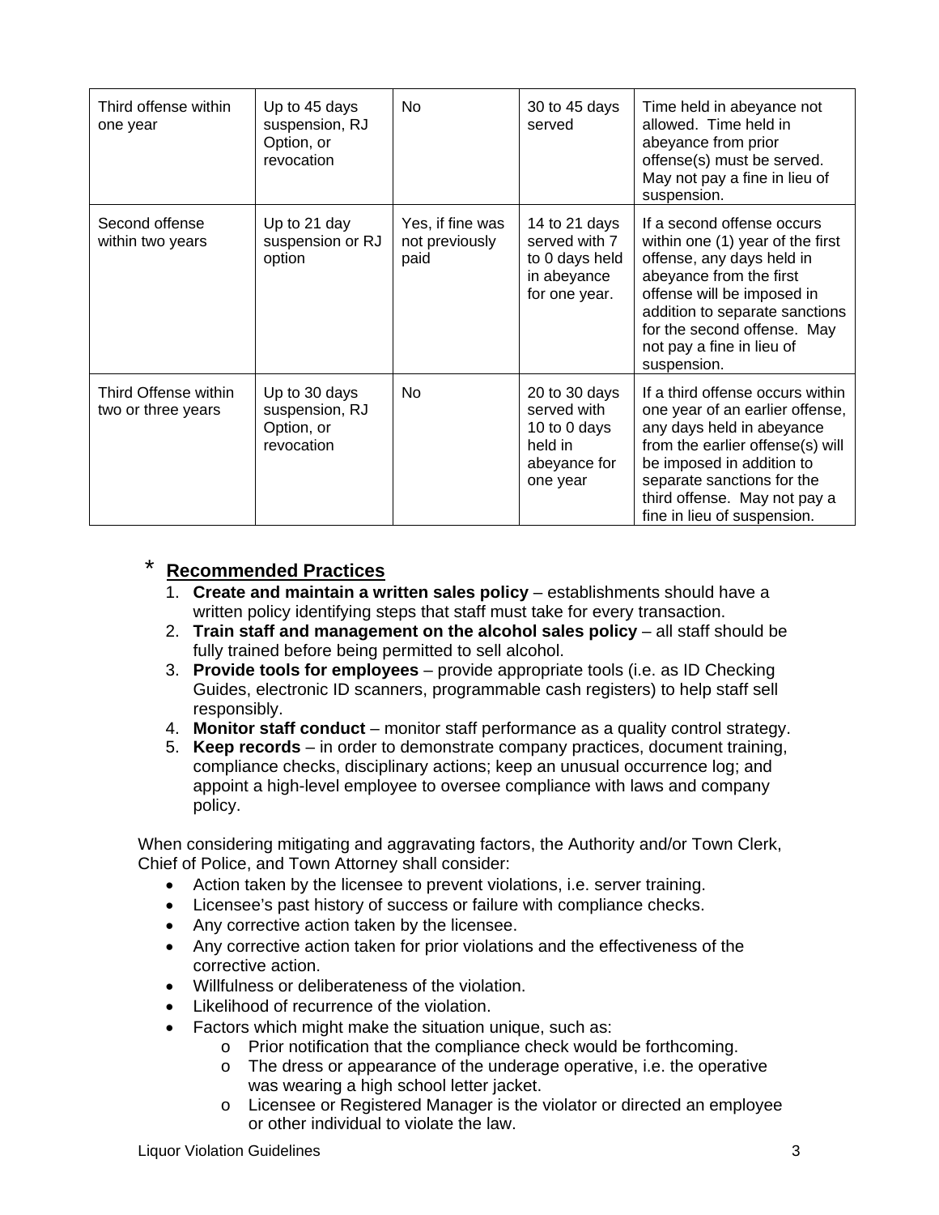| Third offense within one year | Up to 45 days suspension, RJ Option, or revocation | No | 30 to 45 days served | Time held in abeyance not allowed. Time held in abeyance from prior offense(s) must be served. May not pay a fine in lieu of suspension. |
|---|---|---|---|---|
| Second offense within two years | Up to 21 day suspension or RJ option | Yes, if fine was not previously paid | 14 to 21 days served with 7 to 0 days held in abeyance for one year. | If a second offense occurs within one (1) year of the first offense, any days held in abeyance from the first offense will be imposed in addition to separate sanctions for the second offense. May not pay a fine in lieu of suspension. |
| Third Offense within two or three years | Up to 30 days suspension, RJ Option, or revocation | No | 20 to 30 days served with 10 to 0 days held in abeyance for one year | If a third offense occurs within one year of an earlier offense, any days held in abeyance from the earlier offense(s) will be imposed in addition to separate sanctions for the third offense. May not pay a fine in lieu of suspension. |

* **Recommended Practices**

1. **Create and maintain a written sales policy** – establishments should have a written policy identifying steps that staff must take for every transaction.
2. **Train staff and management on the alcohol sales policy** – all staff should be fully trained before being permitted to sell alcohol.
3. **Provide tools for employees** – provide appropriate tools (i.e. as ID Checking Guides, electronic ID scanners, programmable cash registers) to help staff sell responsibly.
4. **Monitor staff conduct** – monitor staff performance as a quality control strategy.
5. **Keep records** – in order to demonstrate company practices, document training, compliance checks, disciplinary actions; keep an unusual occurrence log; and appoint a high-level employee to oversee compliance with laws and company policy.

When considering mitigating and aggravating factors, the Authority and/or Town Clerk, Chief of Police, and Town Attorney shall consider:

- Action taken by the licensee to prevent violations, i.e. server training.
- Licensee's past history of success or failure with compliance checks.
- Any corrective action taken by the licensee.
- Any corrective action taken for prior violations and the effectiveness of the corrective action.
- Willfulness or deliberateness of the violation.
- Likelihood of recurrence of the violation.
- Factors which might make the situation unique, such as:
  - Prior notification that the compliance check would be forthcoming.
  - The dress or appearance of the underage operative, i.e. the operative was wearing a high school letter jacket.
  - Licensee or Registered Manager is the violator or directed an employee or other individual to violate the law.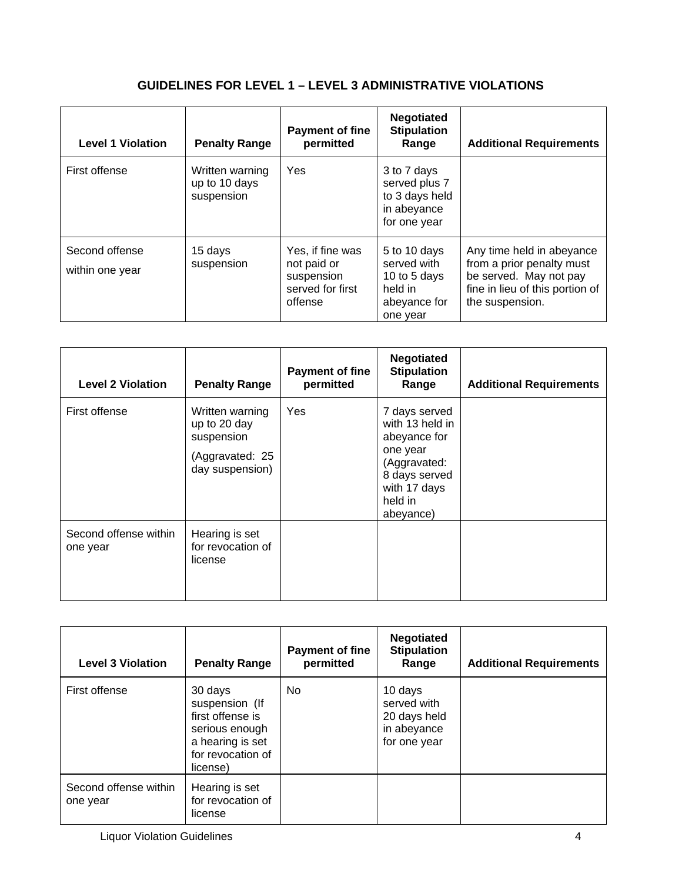## GUIDELINES FOR LEVEL 1 – LEVEL 3 ADMINISTRATIVE VIOLATIONS

| Level 1 Violation | Penalty Range | Payment of fine permitted | Negotiated Stipulation Range | Additional Requirements |
|---|---|---|---|---|
| First offense | Written warning up to 10 days suspension | Yes | 3 to 7 days served plus 7 to 3 days held in abeyance for one year | |
| Second offense within one year | 15 days suspension | Yes, if fine was not paid or suspension served for first offense | 5 to 10 days served with 10 to 5 days held in abeyance for one year | Any time held in abeyance from a prior penalty must be served. May not pay fine in lieu of this portion of the suspension. |

| Level 2 Violation | Penalty Range | Payment of fine permitted | Negotiated Stipulation Range | Additional Requirements |
|---|---|---|---|---|
| First offense | Written warning up to 20 day suspension (Aggravated: 25 day suspension) | Yes | 7 days served with 13 held in abeyance for one year (Aggravated: 8 days served with 17 days held in abeyance) | |
| Second offense within one year | Hearing is set for revocation of license | | | |

| Level 3 Violation | Penalty Range | Payment of fine permitted | Negotiated Stipulation Range | Additional Requirements |
|---|---|---|---|---|
| First offense | 30 days suspension (If first offense is serious enough a hearing is set for revocation of license) | No | 10 days served with 20 days held in abeyance for one year | |
| Second offense within one year | Hearing is set for revocation of license | | | |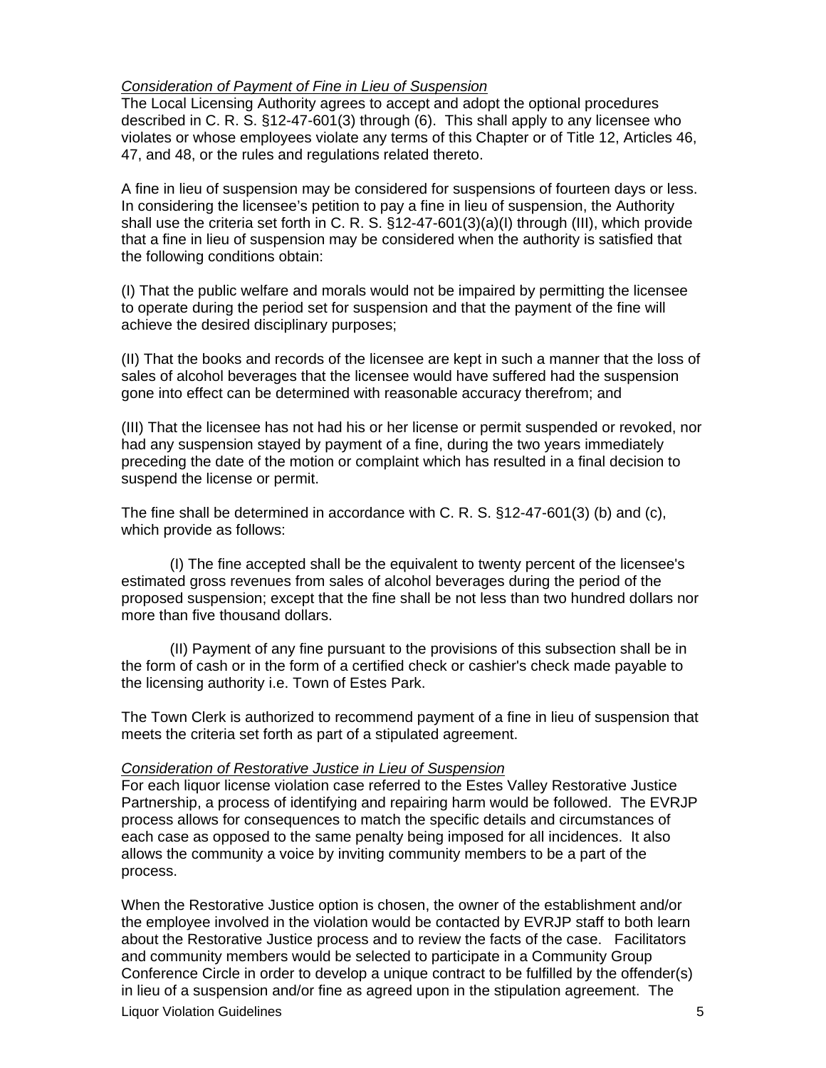*Consideration of Payment of Fine in Lieu of Suspension*

The Local Licensing Authority agrees to accept and adopt the optional procedures described in C. R. S. §12-47-601(3) through (6). This shall apply to any licensee who violates or whose employees violate any terms of this Chapter or of Title 12, Articles 46, 47, and 48, or the rules and regulations related thereto.

A fine in lieu of suspension may be considered for suspensions of fourteen days or less. In considering the licensee's petition to pay a fine in lieu of suspension, the Authority shall use the criteria set forth in C. R. S. §12-47-601(3)(a)(I) through (III), which provide that a fine in lieu of suspension may be considered when the authority is satisfied that the following conditions obtain:

(I) That the public welfare and morals would not be impaired by permitting the licensee to operate during the period set for suspension and that the payment of the fine will achieve the desired disciplinary purposes;

(II) That the books and records of the licensee are kept in such a manner that the loss of sales of alcohol beverages that the licensee would have suffered had the suspension gone into effect can be determined with reasonable accuracy therefrom; and

(III) That the licensee has not had his or her license or permit suspended or revoked, nor had any suspension stayed by payment of a fine, during the two years immediately preceding the date of the motion or complaint which has resulted in a final decision to suspend the license or permit.

The fine shall be determined in accordance with C. R. S. §12-47-601(3) (b) and (c), which provide as follows:

(I) The fine accepted shall be the equivalent to twenty percent of the licensee's estimated gross revenues from sales of alcohol beverages during the period of the proposed suspension; except that the fine shall be not less than two hundred dollars nor more than five thousand dollars.

(II) Payment of any fine pursuant to the provisions of this subsection shall be in the form of cash or in the form of a certified check or cashier's check made payable to the licensing authority i.e. Town of Estes Park.

The Town Clerk is authorized to recommend payment of a fine in lieu of suspension that meets the criteria set forth as part of a stipulated agreement.

*Consideration of Restorative Justice in Lieu of Suspension*

For each liquor license violation case referred to the Estes Valley Restorative Justice Partnership, a process of identifying and repairing harm would be followed. The EVRJP process allows for consequences to match the specific details and circumstances of each case as opposed to the same penalty being imposed for all incidences. It also allows the community a voice by inviting community members to be a part of the process.

When the Restorative Justice option is chosen, the owner of the establishment and/or the employee involved in the violation would be contacted by EVRJP staff to both learn about the Restorative Justice process and to review the facts of the case. Facilitators and community members would be selected to participate in a Community Group Conference Circle in order to develop a unique contract to be fulfilled by the offender(s) in lieu of a suspension and/or fine as agreed upon in the stipulation agreement. The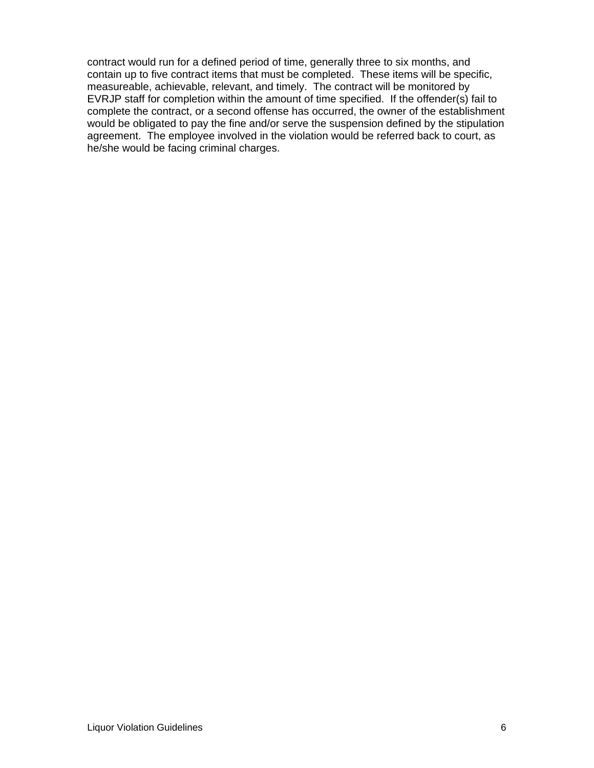contract would run for a defined period of time, generally three to six months, and contain up to five contract items that must be completed. These items will be specific, measureable, achievable, relevant, and timely. The contract will be monitored by EVRJP staff for completion within the amount of time specified. If the offender(s) fail to complete the contract, or a second offense has occurred, the owner of the establishment would be obligated to pay the fine and/or serve the suspension defined by the stipulation agreement. The employee involved in the violation would be referred back to court, as he/she would be facing criminal charges.